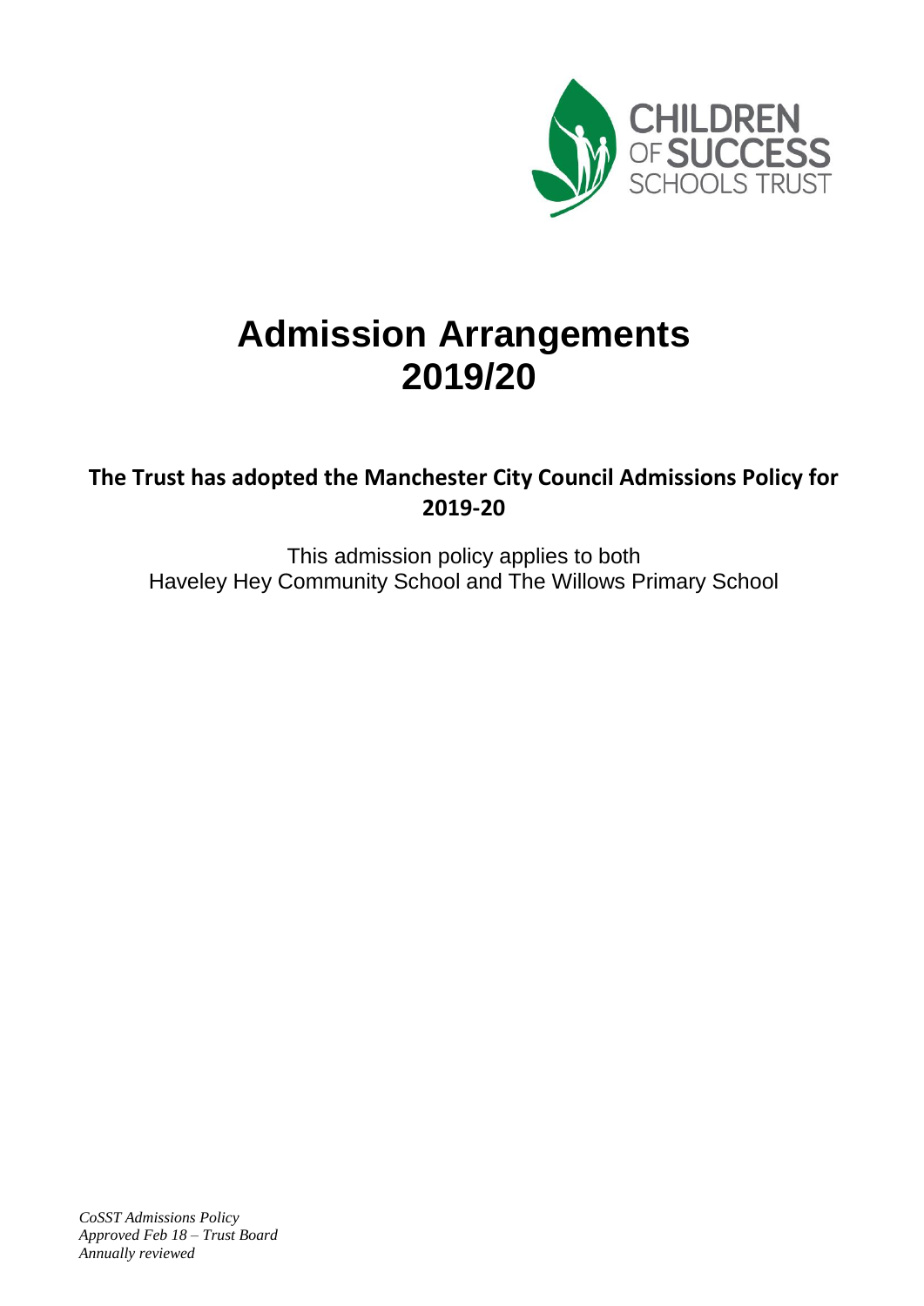CHILDREN OF SUCCESS SCHOOLS TRUST

# Admission Arrangements 2019/20

**The Trust has adopted the Manchester City Council Admissions Policy for 2019-20**

This admission policy applies to both
Haveley Hey Community School and The Willows Primary School

*CoSST Admissions Policy*
*Approved Feb 18 – Trust Board*
*Annually reviewed*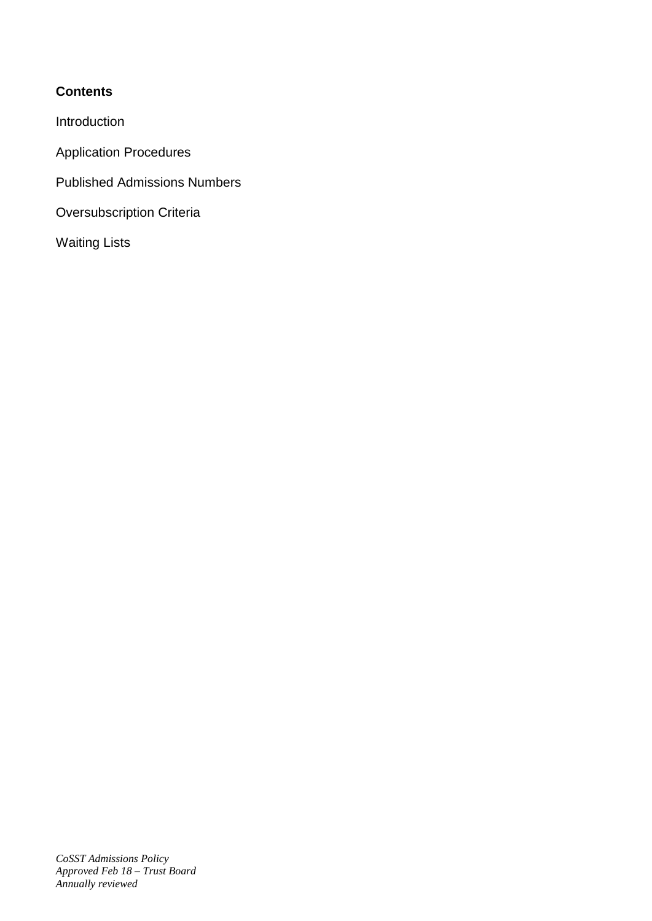**Contents**

Introduction

Application Procedures

Published Admissions Numbers

Oversubscription Criteria

Waiting Lists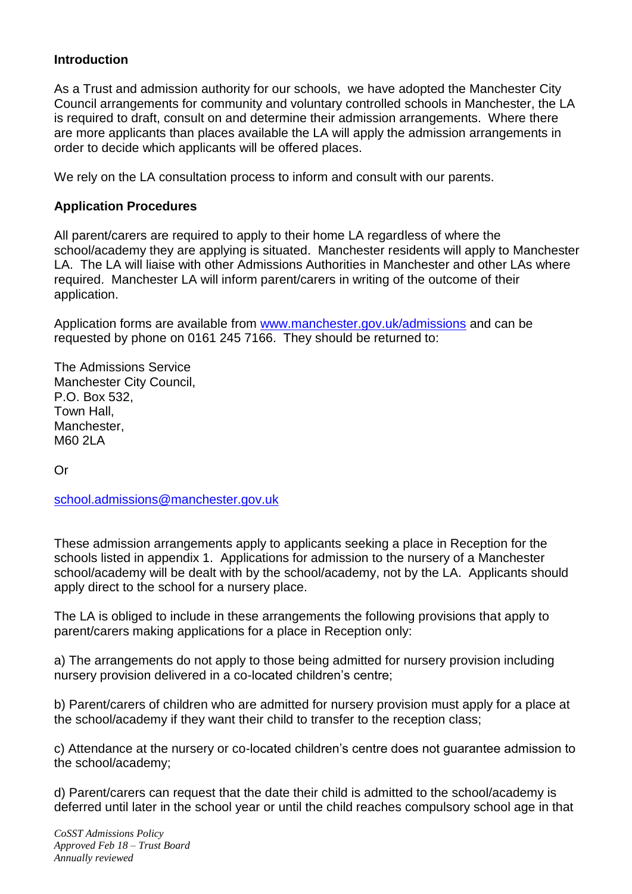### Introduction

As a Trust and admission authority for our schools, we have adopted the Manchester City Council arrangements for community and voluntary controlled schools in Manchester, the LA is required to draft, consult on and determine their admission arrangements. Where there are more applicants than places available the LA will apply the admission arrangements in order to decide which applicants will be offered places.

We rely on the LA consultation process to inform and consult with our parents.

### Application Procedures

All parent/carers are required to apply to their home LA regardless of where the school/academy they are applying is situated. Manchester residents will apply to Manchester LA. The LA will liaise with other Admissions Authorities in Manchester and other LAs where required. Manchester LA will inform parent/carers in writing of the outcome of their application.

Application forms are available from [www.manchester.gov.uk/admissions](http://www.manchester.gov.uk/admissions) and can be requested by phone on 0161 245 7166. They should be returned to:

The Admissions Service
Manchester City Council,
P.O. Box 532,
Town Hall,
Manchester,
M60 2LA

Or

[school.admissions@manchester.gov.uk](mailto:school.admissions@manchester.gov.uk)

These admission arrangements apply to applicants seeking a place in Reception for the schools listed in appendix 1. Applications for admission to the nursery of a Manchester school/academy will be dealt with by the school/academy, not by the LA. Applicants should apply direct to the school for a nursery place.

The LA is obliged to include in these arrangements the following provisions that apply to parent/carers making applications for a place in Reception only:

a) The arrangements do not apply to those being admitted for nursery provision including nursery provision delivered in a co-located children's centre;

b) Parent/carers of children who are admitted for nursery provision must apply for a place at the school/academy if they want their child to transfer to the reception class;

c) Attendance at the nursery or co-located children's centre does not guarantee admission to the school/academy;

d) Parent/carers can request that the date their child is admitted to the school/academy is deferred until later in the school year or until the child reaches compulsory school age in that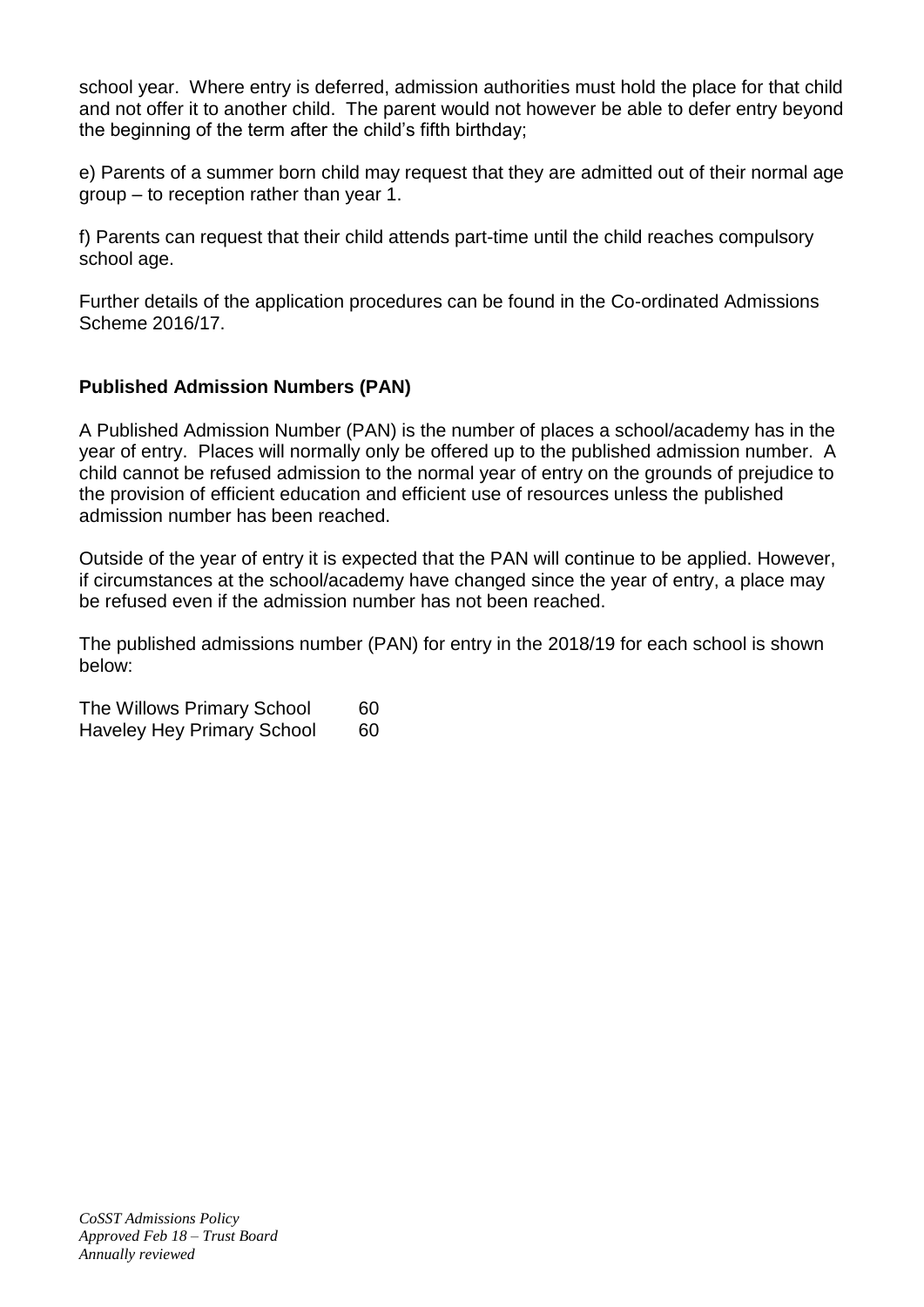school year. Where entry is deferred, admission authorities must hold the place for that child and not offer it to another child. The parent would not however be able to defer entry beyond the beginning of the term after the child's fifth birthday;

e) Parents of a summer born child may request that they are admitted out of their normal age group – to reception rather than year 1.

f) Parents can request that their child attends part-time until the child reaches compulsory school age.

Further details of the application procedures can be found in the Co-ordinated Admissions Scheme 2016/17.

**Published Admission Numbers (PAN)**

A Published Admission Number (PAN) is the number of places a school/academy has in the year of entry. Places will normally only be offered up to the published admission number. A child cannot be refused admission to the normal year of entry on the grounds of prejudice to the provision of efficient education and efficient use of resources unless the published admission number has been reached.

Outside of the year of entry it is expected that the PAN will continue to be applied. However, if circumstances at the school/academy have changed since the year of entry, a place may be refused even if the admission number has not been reached.

The published admissions number (PAN) for entry in the 2018/19 for each school is shown below:

| | |
|---|---|
| The Willows Primary School | 60 |
| Haveley Hey Primary School | 60 |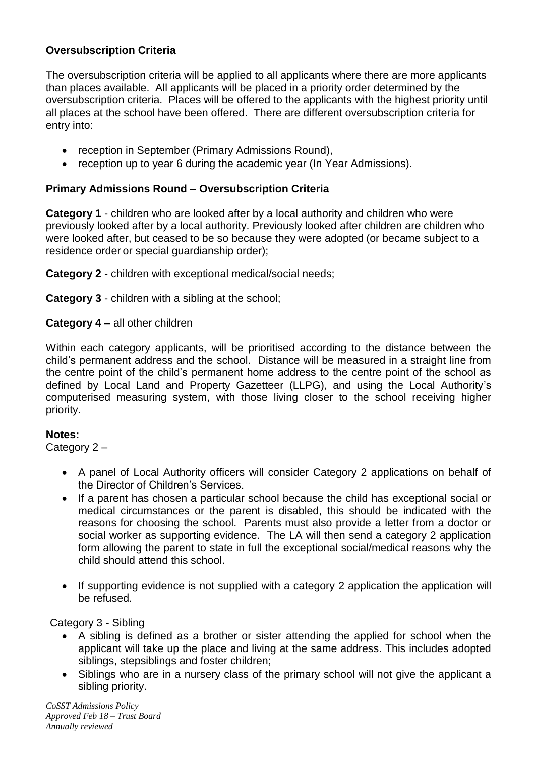**Oversubscription Criteria**

The oversubscription criteria will be applied to all applicants where there are more applicants than places available. All applicants will be placed in a priority order determined by the oversubscription criteria. Places will be offered to the applicants with the highest priority until all places at the school have been offered. There are different oversubscription criteria for entry into:

- reception in September (Primary Admissions Round),
- reception up to year 6 during the academic year (In Year Admissions).

**Primary Admissions Round – Oversubscription Criteria**

**Category 1** - children who are looked after by a local authority and children who were previously looked after by a local authority. Previously looked after children are children who were looked after, but ceased to be so because they were adopted (or became subject to a residence order or special guardianship order);

**Category 2** - children with exceptional medical/social needs;

**Category 3** - children with a sibling at the school;

**Category 4** – all other children

Within each category applicants, will be prioritised according to the distance between the child's permanent address and the school. Distance will be measured in a straight line from the centre point of the child's permanent home address to the centre point of the school as defined by Local Land and Property Gazetteer (LLPG), and using the Local Authority's computerised measuring system, with those living closer to the school receiving higher priority.

**Notes:**

Category 2 –

- A panel of Local Authority officers will consider Category 2 applications on behalf of the Director of Children's Services.
- If a parent has chosen a particular school because the child has exceptional social or medical circumstances or the parent is disabled, this should be indicated with the reasons for choosing the school. Parents must also provide a letter from a doctor or social worker as supporting evidence. The LA will then send a category 2 application form allowing the parent to state in full the exceptional social/medical reasons why the child should attend this school.
- If supporting evidence is not supplied with a category 2 application the application will be refused.

Category 3 - Sibling

- A sibling is defined as a brother or sister attending the applied for school when the applicant will take up the place and living at the same address. This includes adopted siblings, stepsiblings and foster children;
- Siblings who are in a nursery class of the primary school will not give the applicant a sibling priority.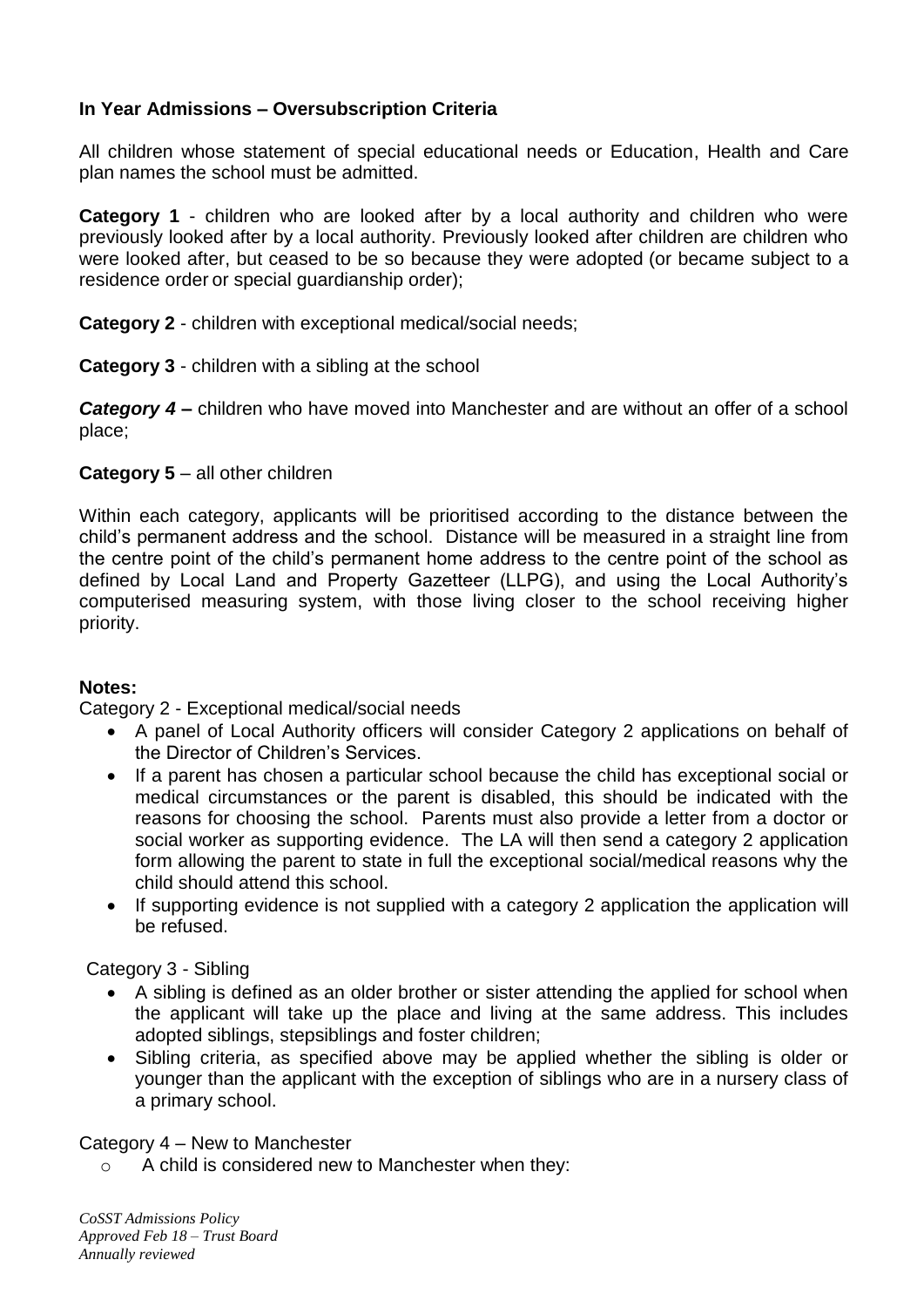**In Year Admissions – Oversubscription Criteria**

All children whose statement of special educational needs or Education, Health and Care plan names the school must be admitted.

**Category 1** - children who are looked after by a local authority and children who were previously looked after by a local authority. Previously looked after children are children who were looked after, but ceased to be so because they were adopted (or became subject to a residence order or special guardianship order);

**Category 2** - children with exceptional medical/social needs;

**Category 3** - children with a sibling at the school

***Category 4* –** children who have moved into Manchester and are without an offer of a school place;

**Category 5** – all other children

Within each category, applicants will be prioritised according to the distance between the child's permanent address and the school. Distance will be measured in a straight line from the centre point of the child's permanent home address to the centre point of the school as defined by Local Land and Property Gazetteer (LLPG), and using the Local Authority's computerised measuring system, with those living closer to the school receiving higher priority.

**Notes:**

Category 2 - Exceptional medical/social needs

- A panel of Local Authority officers will consider Category 2 applications on behalf of the Director of Children's Services.
- If a parent has chosen a particular school because the child has exceptional social or medical circumstances or the parent is disabled, this should be indicated with the reasons for choosing the school. Parents must also provide a letter from a doctor or social worker as supporting evidence. The LA will then send a category 2 application form allowing the parent to state in full the exceptional social/medical reasons why the child should attend this school.
- If supporting evidence is not supplied with a category 2 application the application will be refused.

Category 3 - Sibling

- A sibling is defined as an older brother or sister attending the applied for school when the applicant will take up the place and living at the same address. This includes adopted siblings, stepsiblings and foster children;
- Sibling criteria, as specified above may be applied whether the sibling is older or younger than the applicant with the exception of siblings who are in a nursery class of a primary school.

Category 4 – New to Manchester

- A child is considered new to Manchester when they: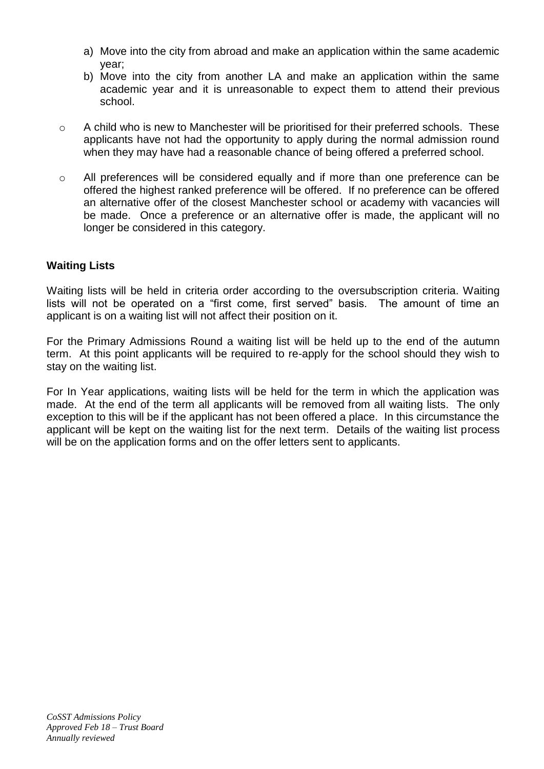a) Move into the city from abroad and make an application within the same academic year;
b) Move into the city from another LA and make an application within the same academic year and it is unreasonable to expect them to attend their previous school.

- A child who is new to Manchester will be prioritised for their preferred schools. These applicants have not had the opportunity to apply during the normal admission round when they may have had a reasonable chance of being offered a preferred school.

- All preferences will be considered equally and if more than one preference can be offered the highest ranked preference will be offered. If no preference can be offered an alternative offer of the closest Manchester school or academy with vacancies will be made. Once a preference or an alternative offer is made, the applicant will no longer be considered in this category.

**Waiting Lists**

Waiting lists will be held in criteria order according to the oversubscription criteria. Waiting lists will not be operated on a "first come, first served" basis. The amount of time an applicant is on a waiting list will not affect their position on it.

For the Primary Admissions Round a waiting list will be held up to the end of the autumn term. At this point applicants will be required to re-apply for the school should they wish to stay on the waiting list.

For In Year applications, waiting lists will be held for the term in which the application was made. At the end of the term all applicants will be removed from all waiting lists. The only exception to this will be if the applicant has not been offered a place. In this circumstance the applicant will be kept on the waiting list for the next term. Details of the waiting list process will be on the application forms and on the offer letters sent to applicants.